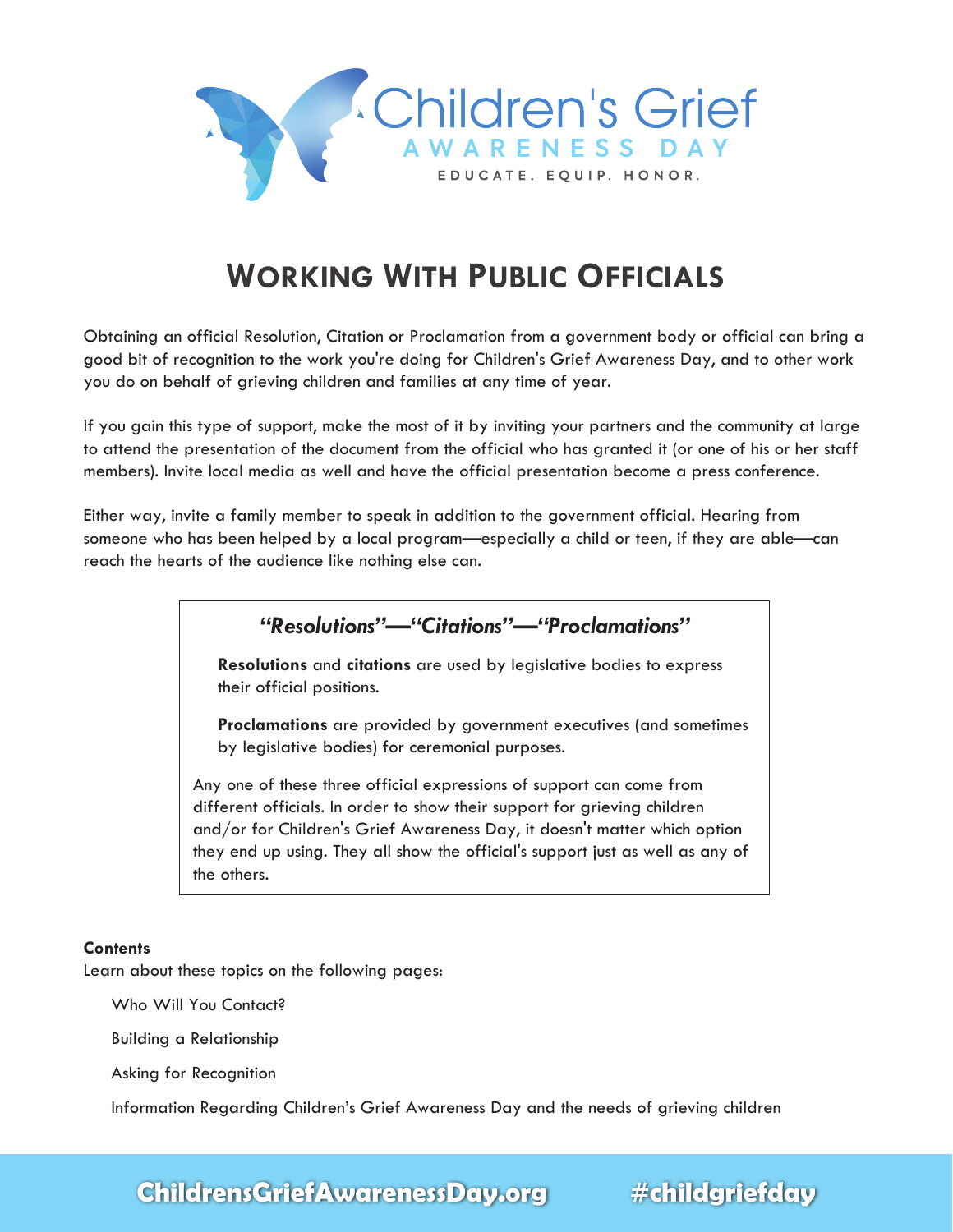# Children's Grief AWARENESS DAY

EDUCATE. EQUIP. HONOR.

## WORKING WITH PUBLIC OFFICIALS

Obtaining an official Resolution, Citation or Proclamation from a government body or official can bring a good bit of recognition to the work you're doing for Children's Grief Awareness Day, and to other work you do on behalf of grieving children and families at any time of year.

If you gain this type of support, make the most of it by inviting your partners and the community at large to attend the presentation of the document from the official who has granted it (or one of his or her staff members). Invite local media as well and have the official presentation become a press conference.

Either way, invite a family member to speak in addition to the government official. Hearing from someone who has been helped by a local program—especially a child or teen, if they are able—can reach the hearts of the audience like nothing else can.

### *"Resolutions"—"Citations"—"Proclamations"*

**Resolutions** and **citations** are used by legislative bodies to express their official positions.

**Proclamations** are provided by government executives (and sometimes by legislative bodies) for ceremonial purposes.

Any one of these three official expressions of support can come from different officials. In order to show their support for grieving children and/or for Children's Grief Awareness Day, it doesn't matter which option they end up using. They all show the official's support just as well as any of the others.

**Contents**

Learn about these topics on the following pages:

- Who Will You Contact?
- Building a Relationship
- Asking for Recognition
- Information Regarding Children's Grief Awareness Day and the needs of grieving children

ChildrensGriefAwarenessDay.org #childgriefday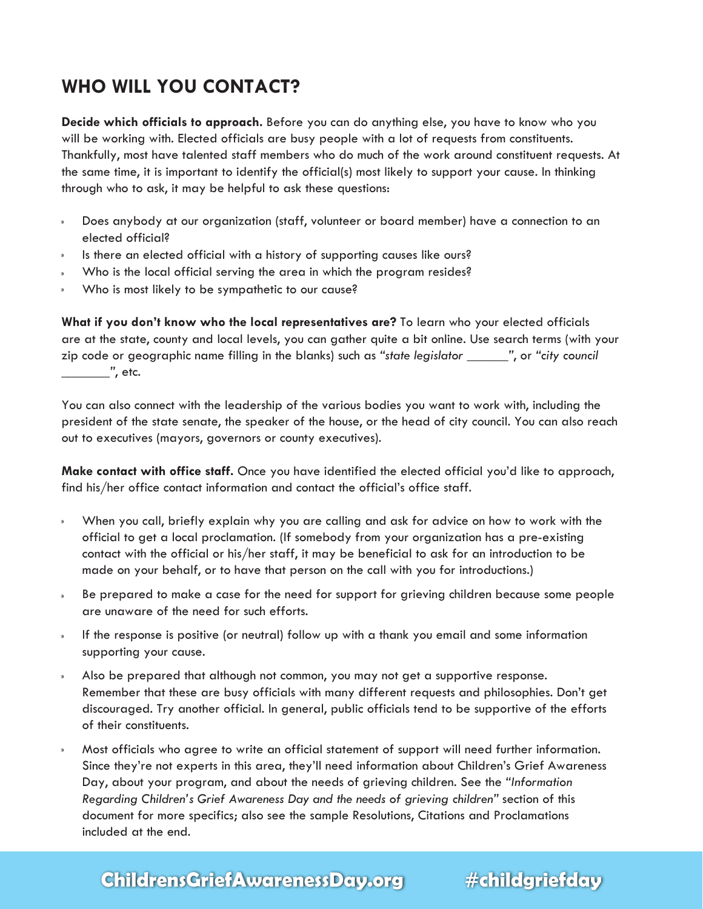## WHO WILL YOU CONTACT?

**Decide which officials to approach.** Before you can do anything else, you have to know who you will be working with. Elected officials are busy people with a lot of requests from constituents. Thankfully, most have talented staff members who do much of the work around constituent requests. At the same time, it is important to identify the official(s) most likely to support your cause. In thinking through who to ask, it may be helpful to ask these questions:

- Does anybody at our organization (staff, volunteer or board member) have a connection to an elected official?
- Is there an elected official with a history of supporting causes like ours?
- Who is the local official serving the area in which the program resides?
- Who is most likely to be sympathetic to our cause?

**What if you don't know who the local representatives are?** To learn who your elected officials are at the state, county and local levels, you can gather quite a bit online. Use search terms (with your zip code or geographic name filling in the blanks) such as "*state legislator ______*", or "*city council _______*", etc.

You can also connect with the leadership of the various bodies you want to work with, including the president of the state senate, the speaker of the house, or the head of city council. You can also reach out to executives (mayors, governors or county executives).

**Make contact with office staff.** Once you have identified the elected official you'd like to approach, find his/her office contact information and contact the official's office staff.

- When you call, briefly explain why you are calling and ask for advice on how to work with the official to get a local proclamation. (If somebody from your organization has a pre-existing contact with the official or his/her staff, it may be beneficial to ask for an introduction to be made on your behalf, or to have that person on the call with you for introductions.)
- Be prepared to make a case for the need for support for grieving children because some people are unaware of the need for such efforts.
- If the response is positive (or neutral) follow up with a thank you email and some information supporting your cause.
- Also be prepared that although not common, you may not get a supportive response. Remember that these are busy officials with many different requests and philosophies. Don't get discouraged. Try another official. In general, public officials tend to be supportive of the efforts of their constituents.
- Most officials who agree to write an official statement of support will need further information. Since they're not experts in this area, they'll need information about Children's Grief Awareness Day, about your program, and about the needs of grieving children. See the "*Information Regarding Children's Grief Awareness Day and the needs of grieving children*" section of this document for more specifics; also see the sample Resolutions, Citations and Proclamations included at the end.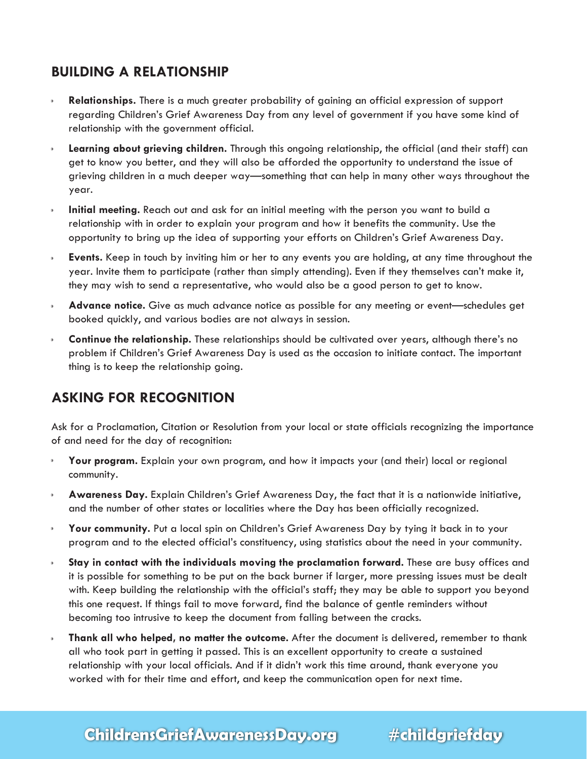## BUILDING A RELATIONSHIP

- **Relationships.** There is a much greater probability of gaining an official expression of support regarding Children's Grief Awareness Day from any level of government if you have some kind of relationship with the government official.
- **Learning about grieving children.** Through this ongoing relationship, the official (and their staff) can get to know you better, and they will also be afforded the opportunity to understand the issue of grieving children in a much deeper way—something that can help in many other ways throughout the year.
- **Initial meeting.** Reach out and ask for an initial meeting with the person you want to build a relationship with in order to explain your program and how it benefits the community. Use the opportunity to bring up the idea of supporting your efforts on Children's Grief Awareness Day.
- **Events.** Keep in touch by inviting him or her to any events you are holding, at any time throughout the year. Invite them to participate (rather than simply attending). Even if they themselves can't make it, they may wish to send a representative, who would also be a good person to get to know.
- **Advance notice.** Give as much advance notice as possible for any meeting or event—schedules get booked quickly, and various bodies are not always in session.
- **Continue the relationship.** These relationships should be cultivated over years, although there's no problem if Children's Grief Awareness Day is used as the occasion to initiate contact. The important thing is to keep the relationship going.

## ASKING FOR RECOGNITION

Ask for a Proclamation, Citation or Resolution from your local or state officials recognizing the importance of and need for the day of recognition:

- **Your program.** Explain your own program, and how it impacts your (and their) local or regional community.
- **Awareness Day.** Explain Children's Grief Awareness Day, the fact that it is a nationwide initiative, and the number of other states or localities where the Day has been officially recognized.
- **Your community.** Put a local spin on Children's Grief Awareness Day by tying it back in to your program and to the elected official's constituency, using statistics about the need in your community.
- **Stay in contact with the individuals moving the proclamation forward.** These are busy offices and it is possible for something to be put on the back burner if larger, more pressing issues must be dealt with. Keep building the relationship with the official's staff; they may be able to support you beyond this one request. If things fail to move forward, find the balance of gentle reminders without becoming too intrusive to keep the document from falling between the cracks.
- **Thank all who helped, no matter the outcome.** After the document is delivered, remember to thank all who took part in getting it passed. This is an excellent opportunity to create a sustained relationship with your local officials. And if it didn't work this time around, thank everyone you worked with for their time and effort, and keep the communication open for next time.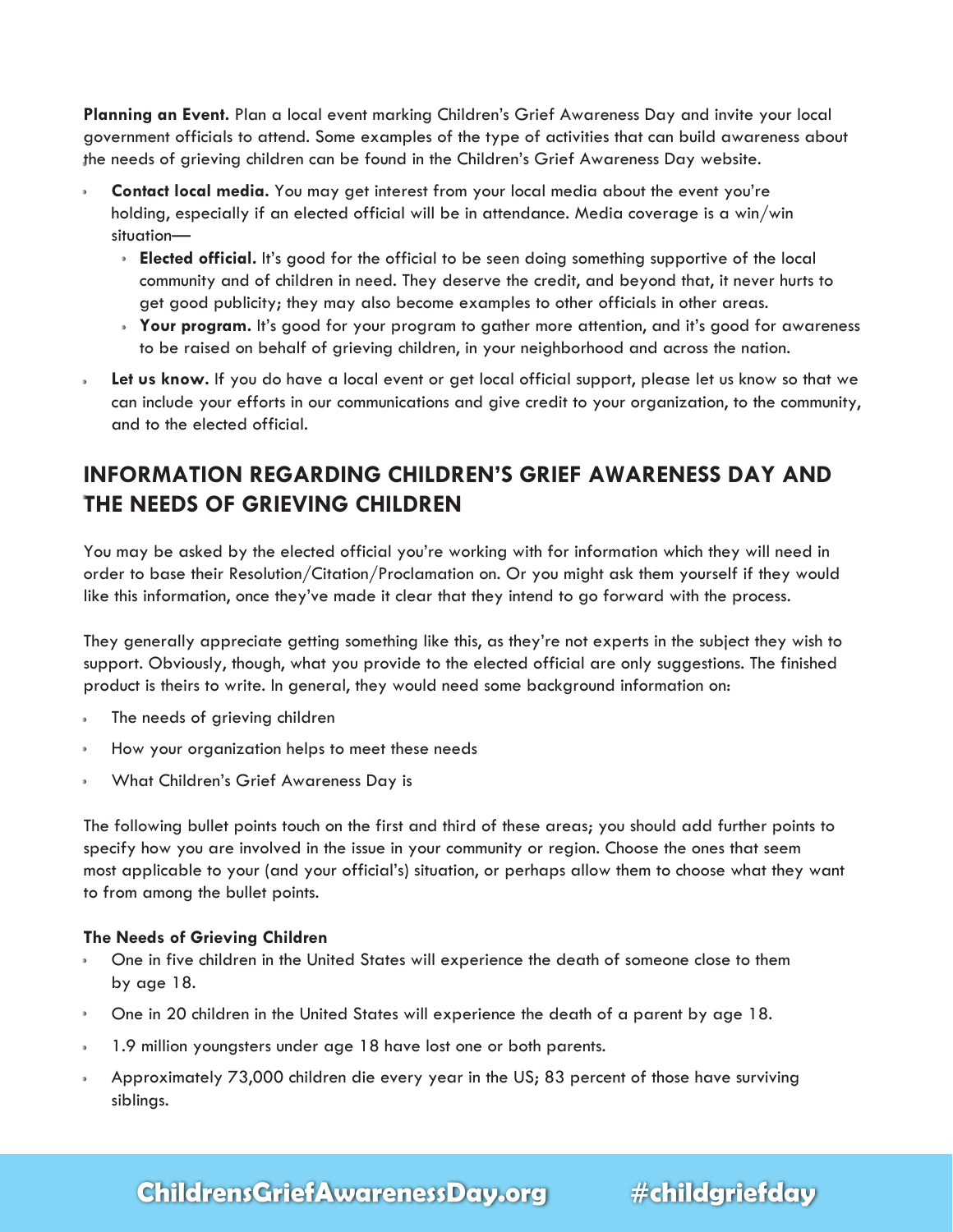**Planning an Event.** Plan a local event marking Children's Grief Awareness Day and invite your local government officials to attend. Some examples of the type of activities that can build awareness about the needs of grieving children can be found in the Children's Grief Awareness Day website.

- **Contact local media.** You may get interest from your local media about the event you're holding, especially if an elected official will be in attendance. Media coverage is a win/win situation—
  - **Elected official.** It's good for the official to be seen doing something supportive of the local community and of children in need. They deserve the credit, and beyond that, it never hurts to get good publicity; they may also become examples to other officials in other areas.
  - **Your program.** It's good for your program to gather more attention, and it's good for awareness to be raised on behalf of grieving children, in your neighborhood and across the nation.
- **Let us know.** If you do have a local event or get local official support, please let us know so that we can include your efforts in our communications and give credit to your organization, to the community, and to the elected official.

## INFORMATION REGARDING CHILDREN'S GRIEF AWARENESS DAY AND THE NEEDS OF GRIEVING CHILDREN

You may be asked by the elected official you're working with for information which they will need in order to base their Resolution/Citation/Proclamation on. Or you might ask them yourself if they would like this information, once they've made it clear that they intend to go forward with the process.

They generally appreciate getting something like this, as they're not experts in the subject they wish to support. Obviously, though, what you provide to the elected official are only suggestions. The finished product is theirs to write. In general, they would need some background information on:

- The needs of grieving children
- How your organization helps to meet these needs
- What Children's Grief Awareness Day is

The following bullet points touch on the first and third of these areas; you should add further points to specify how you are involved in the issue in your community or region. Choose the ones that seem most applicable to your (and your official's) situation, or perhaps allow them to choose what they want to from among the bullet points.

**The Needs of Grieving Children**

- One in five children in the United States will experience the death of someone close to them by age 18.
- One in 20 children in the United States will experience the death of a parent by age 18.
- 1.9 million youngsters under age 18 have lost one or both parents.
- Approximately 73,000 children die every year in the US; 83 percent of those have surviving siblings.

ChildrensGriefAwarenessDay.org #childgriefday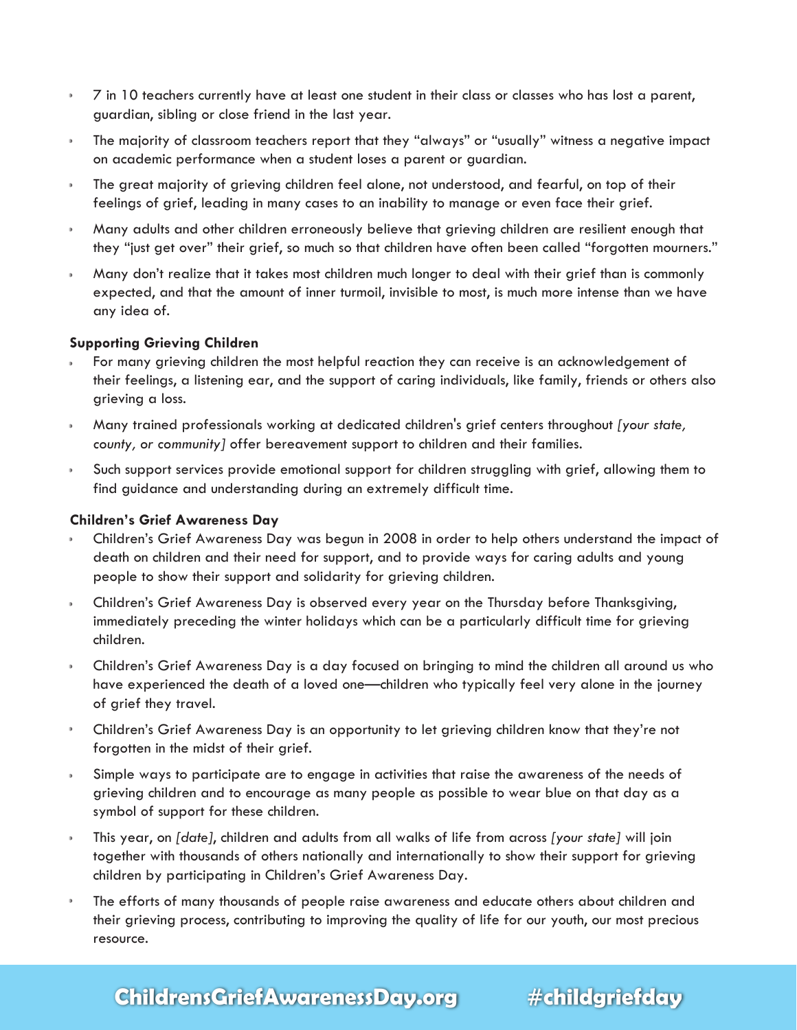- 7 in 10 teachers currently have at least one student in their class or classes who has lost a parent, guardian, sibling or close friend in the last year.
- The majority of classroom teachers report that they "always" or "usually" witness a negative impact on academic performance when a student loses a parent or guardian.
- The great majority of grieving children feel alone, not understood, and fearful, on top of their feelings of grief, leading in many cases to an inability to manage or even face their grief.
- Many adults and other children erroneously believe that grieving children are resilient enough that they "just get over" their grief, so much so that children have often been called "forgotten mourners."
- Many don't realize that it takes most children much longer to deal with their grief than is commonly expected, and that the amount of inner turmoil, invisible to most, is much more intense than we have any idea of.

**Supporting Grieving Children**

- For many grieving children the most helpful reaction they can receive is an acknowledgement of their feelings, a listening ear, and the support of caring individuals, like family, friends or others also grieving a loss.
- Many trained professionals working at dedicated children's grief centers throughout *[your state, county, or community]* offer bereavement support to children and their families.
- Such support services provide emotional support for children struggling with grief, allowing them to find guidance and understanding during an extremely difficult time.

**Children's Grief Awareness Day**

- Children's Grief Awareness Day was begun in 2008 in order to help others understand the impact of death on children and their need for support, and to provide ways for caring adults and young people to show their support and solidarity for grieving children.
- Children's Grief Awareness Day is observed every year on the Thursday before Thanksgiving, immediately preceding the winter holidays which can be a particularly difficult time for grieving children.
- Children's Grief Awareness Day is a day focused on bringing to mind the children all around us who have experienced the death of a loved one—children who typically feel very alone in the journey of grief they travel.
- Children's Grief Awareness Day is an opportunity to let grieving children know that they're not forgotten in the midst of their grief.
- Simple ways to participate are to engage in activities that raise the awareness of the needs of grieving children and to encourage as many people as possible to wear blue on that day as a symbol of support for these children.
- This year, on *[date]*, children and adults from all walks of life from across *[your state]* will join together with thousands of others nationally and internationally to show their support for grieving children by participating in Children's Grief Awareness Day.
- The efforts of many thousands of people raise awareness and educate others about children and their grieving process, contributing to improving the quality of life for our youth, our most precious resource.

**ChildrensGriefAwarenessDay.org** **#childgriefday**